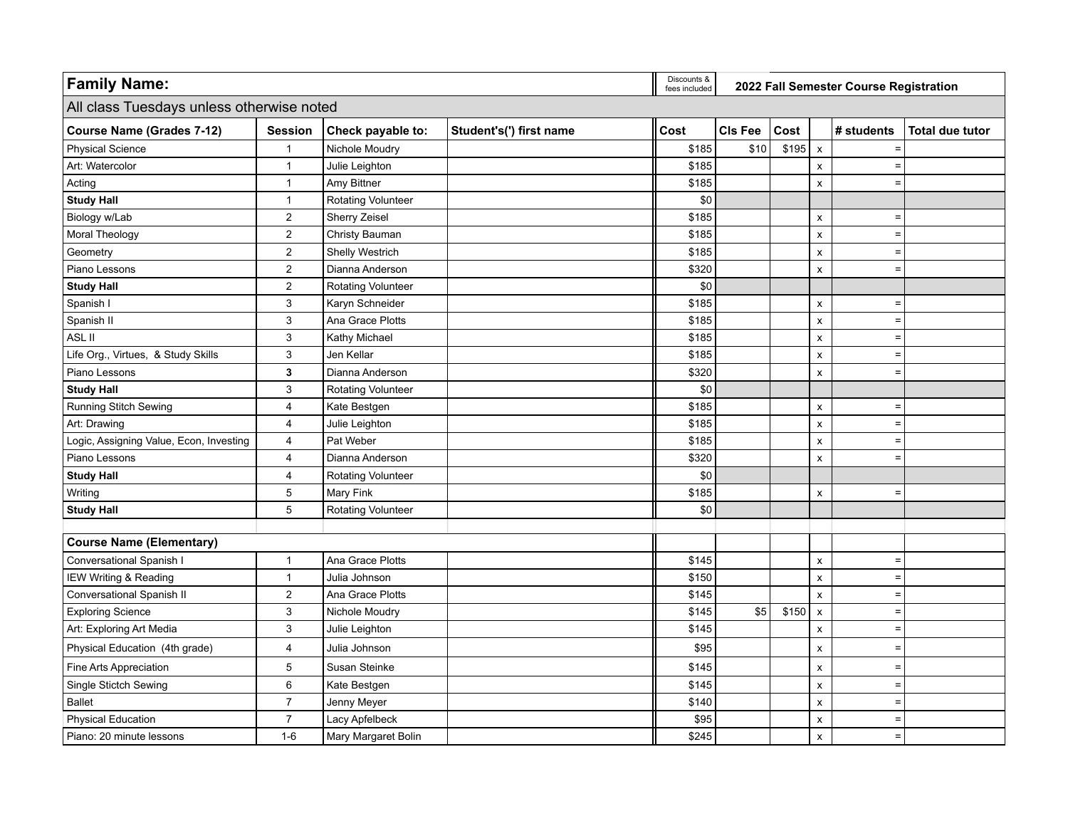| Family Name: | | | | Discounts & fees included | 2022 Fall Semester Course Registration | | | | |
|---|---|---|---|---|---|---|---|---|---|
| All class Tuesdays unless otherwise noted | | | | | | | | | |
| **Course Name (Grades 7-12)** | **Session** | **Check payable to:** | **Student's(') first name** | **Cost** | **Cls Fee** | **Cost** | | **# students** | **Total due tutor** |
| Physical Science | 1 | Nichole Moudry | | $185 | $10 | $195 | x | = | |
| Art: Watercolor | 1 | Julie Leighton | | $185 | | | x | = | |
| Acting | 1 | Amy Bittner | | $185 | | | x | = | |
| **Study Hall** | 1 | Rotating Volunteer | | $0 | | | | | |
| Biology w/Lab | 2 | Sherry Zeisel | | $185 | | | x | = | |
| Moral Theology | 2 | Christy Bauman | | $185 | | | x | = | |
| Geometry | 2 | Shelly Westrich | | $185 | | | x | = | |
| Piano Lessons | 2 | Dianna Anderson | | $320 | | | x | = | |
| **Study Hall** | 2 | Rotating Volunteer | | $0 | | | | | |
| Spanish I | 3 | Karyn Schneider | | $185 | | | x | = | |
| Spanish II | 3 | Ana Grace Plotts | | $185 | | | x | = | |
| ASL II | 3 | Kathy Michael | | $185 | | | x | = | |
| Life Org., Virtues, & Study Skills | 3 | Jen Kellar | | $185 | | | x | = | |
| Piano Lessons | **3** | Dianna Anderson | | $320 | | | x | = | |
| **Study Hall** | 3 | Rotating Volunteer | | $0 | | | | | |
| Running Stitch Sewing | 4 | Kate Bestgen | | $185 | | | x | = | |
| Art: Drawing | 4 | Julie Leighton | | $185 | | | x | = | |
| Logic, Assigning Value, Econ, Investing | 4 | Pat Weber | | $185 | | | x | = | |
| Piano Lessons | 4 | Dianna Anderson | | $320 | | | x | = | |
| **Study Hall** | 4 | Rotating Volunteer | | $0 | | | | | |
| Writing | 5 | Mary Fink | | $185 | | | x | = | |
| **Study Hall** | 5 | Rotating Volunteer | | $0 | | | | | |
| | | | | | | | | | |
| **Course Name (Elementary)** | | | | | | | | | |
| Conversational Spanish I | 1 | Ana Grace Plotts | | $145 | | | x | = | |
| IEW Writing & Reading | 1 | Julia Johnson | | $150 | | | x | = | |
| Conversational Spanish II | 2 | Ana Grace Plotts | | $145 | | | x | = | |
| Exploring Science | 3 | Nichole Moudry | | $145 | $5 | $150 | x | = | |
| Art: Exploring Art Media | 3 | Julie Leighton | | $145 | | | x | = | |
| Physical Education (4th grade) | 4 | Julia Johnson | | $95 | | | x | = | |
| Fine Arts Appreciation | 5 | Susan Steinke | | $145 | | | x | = | |
| Single Stictch Sewing | 6 | Kate Bestgen | | $145 | | | x | = | |
| Ballet | 7 | Jenny Meyer | | $140 | | | x | = | |
| Physical Education | 7 | Lacy Apfelbeck | | $95 | | | x | = | |
| Piano: 20 minute lessons | 1-6 | Mary Margaret Bolin | | $245 | | | x | = | |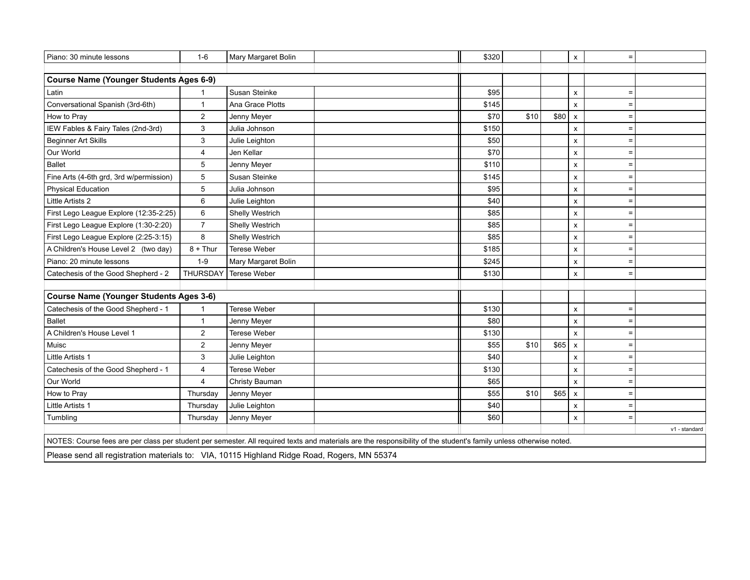| | | | | | | | | | |
|---|---|---|---|---|---|---|---|---|---|
| Piano: 30 minute lessons | 1-6 | Mary Margaret Bolin | | $320 | | | x | = | |
| | | | | | | | | | |
| **Course Name (Younger Students Ages 6-9)** | | | | | | | | | |
| Latin | 1 | Susan Steinke | | $95 | | | x | = | |
| Conversational Spanish (3rd-6th) | 1 | Ana Grace Plotts | | $145 | | | x | = | |
| How to Pray | 2 | Jenny Meyer | | $70 | $10 | $80 | x | = | |
| IEW Fables & Fairy Tales (2nd-3rd) | 3 | Julia Johnson | | $150 | | | x | = | |
| Beginner Art Skills | 3 | Julie Leighton | | $50 | | | x | = | |
| Our World | 4 | Jen Kellar | | $70 | | | x | = | |
| Ballet | 5 | Jenny Meyer | | $110 | | | x | = | |
| Fine Arts (4-6th grd, 3rd w/permission) | 5 | Susan Steinke | | $145 | | | x | = | |
| Physical Education | 5 | Julia Johnson | | $95 | | | x | = | |
| Little Artists 2 | 6 | Julie Leighton | | $40 | | | x | = | |
| First Lego League Explore (12:35-2:25) | 6 | Shelly Westrich | | $85 | | | x | = | |
| First Lego League Explore (1:30-2:20) | 7 | Shelly Westrich | | $85 | | | x | = | |
| First Lego League Explore (2:25-3:15) | 8 | Shelly Westrich | | $85 | | | x | = | |
| A Children's House Level 2 (two day) | 8 + Thur | Terese Weber | | $185 | | | x | = | |
| Piano: 20 minute lessons | 1-9 | Mary Margaret Bolin | | $245 | | | x | = | |
| Catechesis of the Good Shepherd - 2 | THURSDAY | Terese Weber | | $130 | | | x | = | |
| | | | | | | | | | |
| **Course Name (Younger Students Ages 3-6)** | | | | | | | | | |
| Catechesis of the Good Shepherd - 1 | 1 | Terese Weber | | $130 | | | x | = | |
| Ballet | 1 | Jenny Meyer | | $80 | | | x | = | |
| A Children's House Level 1 | 2 | Terese Weber | | $130 | | | x | = | |
| Muisc | 2 | Jenny Meyer | | $55 | $10 | $65 | x | = | |
| Little Artists 1 | 3 | Julie Leighton | | $40 | | | x | = | |
| Catechesis of the Good Shepherd - 1 | 4 | Terese Weber | | $130 | | | x | = | |
| Our World | 4 | Christy Bauman | | $65 | | | x | = | |
| How to Pray | Thursday | Jenny Meyer | | $55 | $10 | $65 | x | = | |
| Little Artists 1 | Thursday | Julie Leighton | | $40 | | | x | = | |
| Tumbling | Thursday | Jenny Meyer | | $60 | | | x | = | |

v1 - standard

NOTES: Course fees are per class per student per semester. All required texts and materials are the responsibility of the student's family unless otherwise noted.

Please send all registration materials to: VIA, 10115 Highland Ridge Road, Rogers, MN 55374